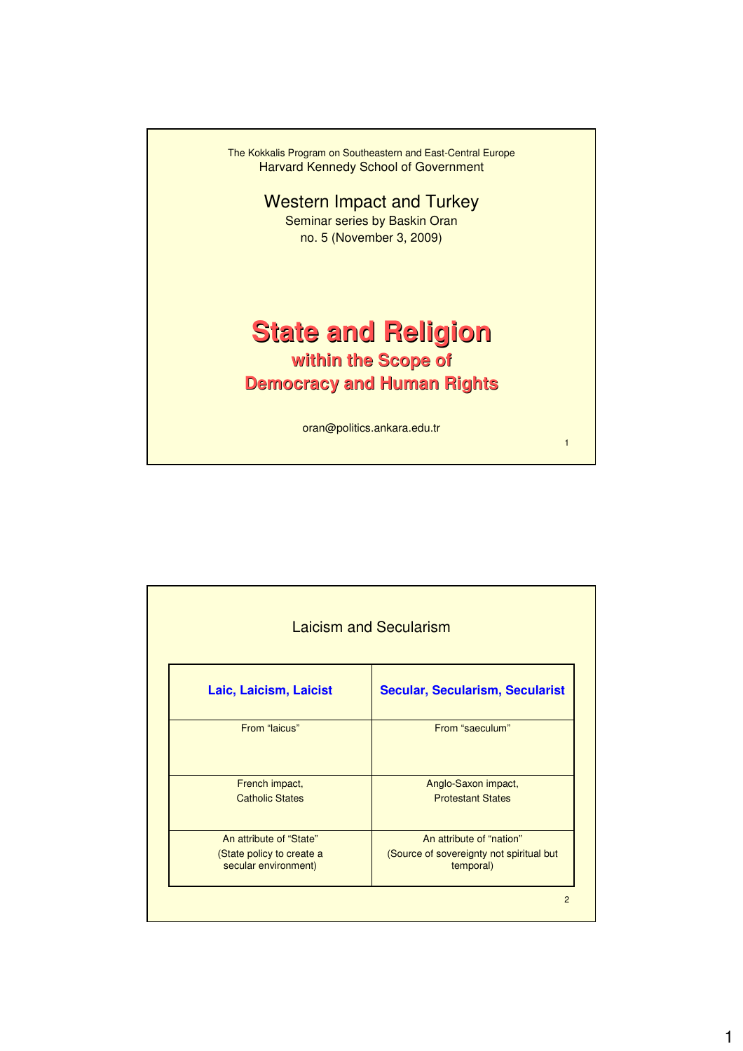The Kokkalis Program on Southeastern and East-Central Europe
Harvard Kennedy School of Government

Western Impact and Turkey
Seminar series by Baskin Oran
no. 5 (November 3, 2009)

# State and Religion

## within the Scope of Democracy and Human Rights

oran@politics.ankara.edu.tr

---

## Laicism and Secularism

| **Laic, Laicism, Laicist** | **Secular, Secularism, Secularist** |
|---|---|
| From “laicus” | From “saeculum” |
| French impact, Catholic States | Anglo-Saxon impact, Protestant States |
| An attribute of “State” (State policy to create a secular environment) | An attribute of “nation” (Source of sovereignty not spiritual but temporal) |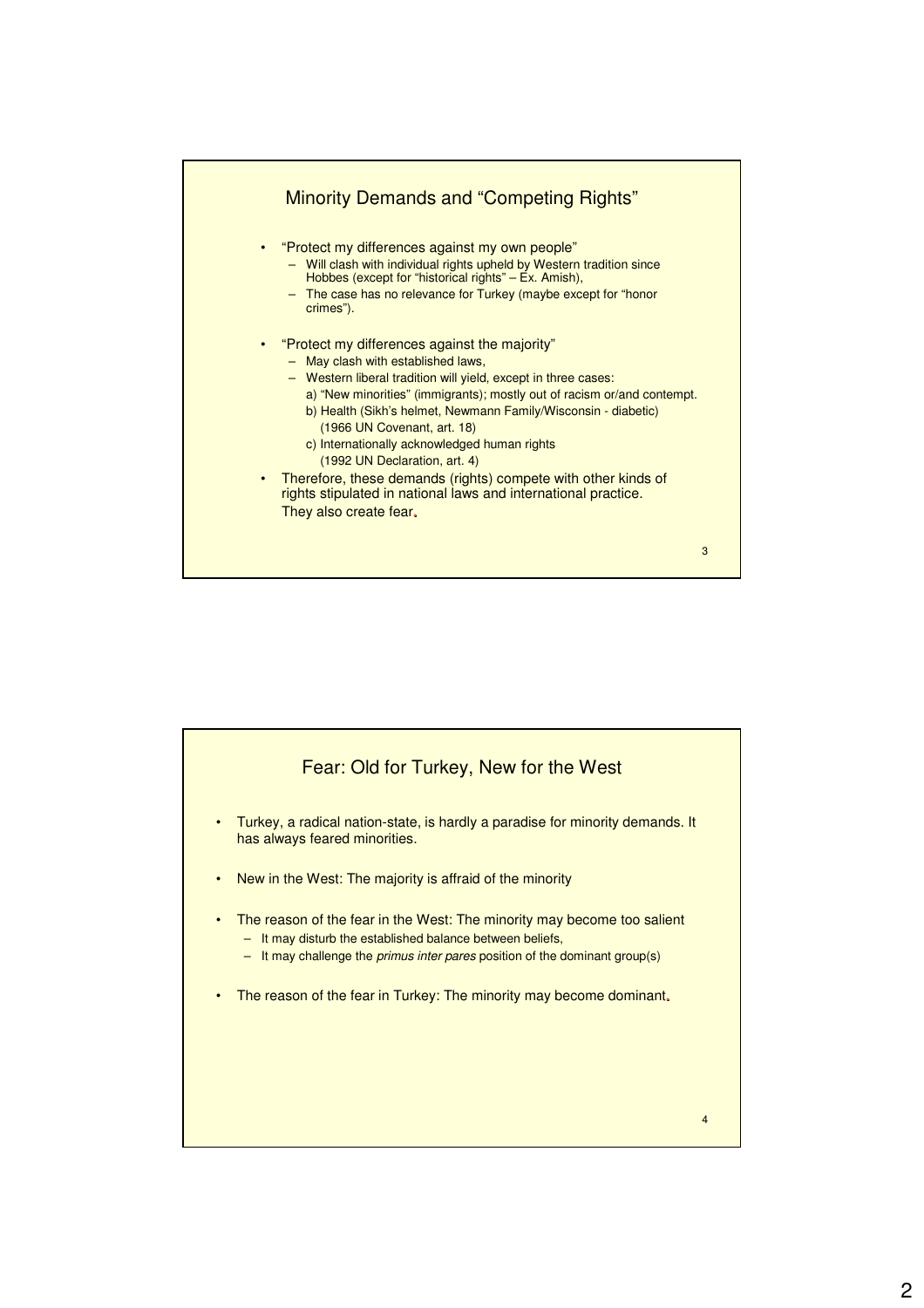## Minority Demands and "Competing Rights"

- "Protect my differences against my own people"
  - Will clash with individual rights upheld by Western tradition since Hobbes (except for "historical rights" – Ex. Amish),
  - The case has no relevance for Turkey (maybe except for "honor crimes").
- "Protect my differences against the majority"
  - May clash with established laws,
  - Western liberal tradition will yield, except in three cases:
    - a) "New minorities" (immigrants); mostly out of racism or/and contempt.
    - b) Health (Sikh's helmet, Newmann Family/Wisconsin - diabetic) (1966 UN Covenant, art. 18)
    - c) Internationally acknowledged human rights (1992 UN Declaration, art. 4)
- Therefore, these demands (rights) compete with other kinds of rights stipulated in national laws and international practice. They also create fear.

## Fear: Old for Turkey, New for the West

- Turkey, a radical nation-state, is hardly a paradise for minority demands. It has always feared minorities.
- New in the West: The majority is affraid of the minority
- The reason of the fear in the West: The minority may become too salient
  - It may disturb the established balance between beliefs,
  - It may challenge the *primus inter pares* position of the dominant group(s)
- The reason of the fear in Turkey: The minority may become dominant.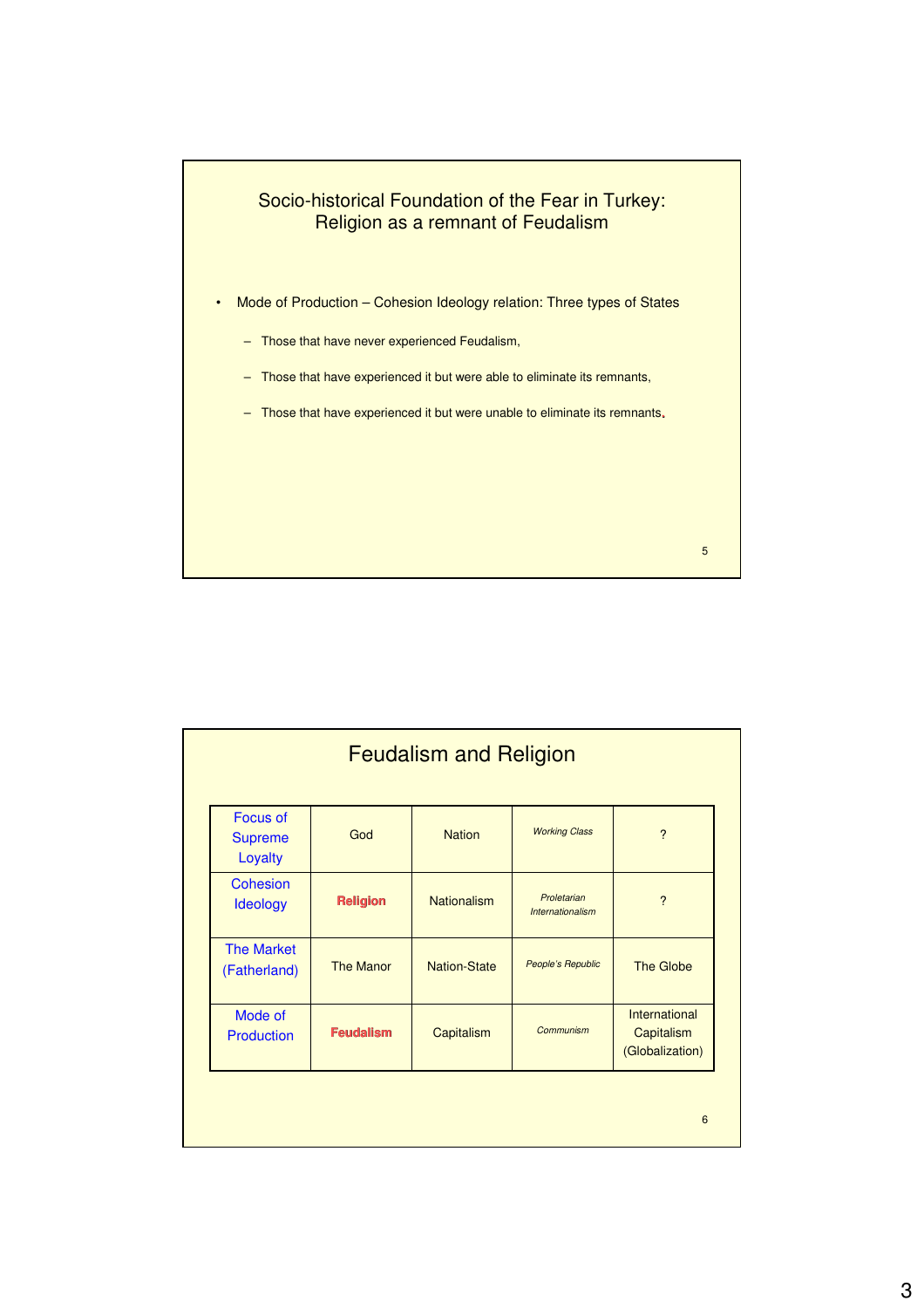## Socio-historical Foundation of the Fear in Turkey: Religion as a remnant of Feudalism

- Mode of Production – Cohesion Ideology relation: Three types of States
  - Those that have never experienced Feudalism,
  - Those that have experienced it but were able to eliminate its remnants,
  - Those that have experienced it but were unable to eliminate its remnants.

## Feudalism and Religion

| Focus of Supreme Loyalty | God | Nation | *Working Class* | ? |
|---|---|---|---|---|
| Cohesion Ideology | **Religion** | Nationalism | *Proletarian Internationalism* | ? |
| The Market (Fatherland) | The Manor | Nation-State | *People's Republic* | The Globe |
| Mode of Production | **Feudalism** | Capitalism | *Communism* | International Capitalism (Globalization) |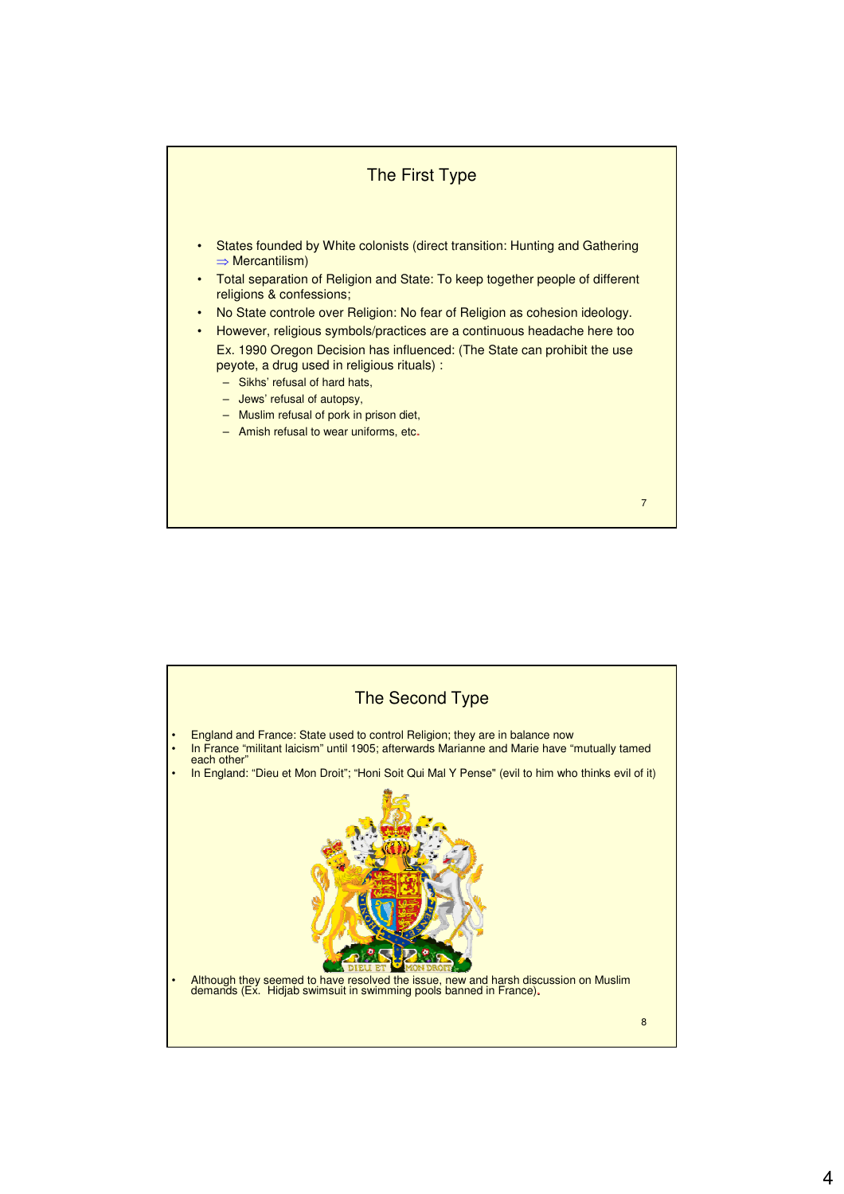## The First Type

- States founded by White colonists (direct transition: Hunting and Gathering ⇒ Mercantilism)
- Total separation of Religion and State: To keep together people of different religions & confessions;
- No State controle over Religion: No fear of Religion as cohesion ideology.
- However, religious symbols/practices are a continuous headache here too

  Ex. 1990 Oregon Decision has influenced: (The State can prohibit the use peyote, a drug used in religious rituals) :
  - Sikhs' refusal of hard hats,
  - Jews' refusal of autopsy,
  - Muslim refusal of pork in prison diet,
  - Amish refusal to wear uniforms, etc.

## The Second Type

- England and France: State used to control Religion; they are in balance now
- In France "militant laicism" until 1905; afterwards Marianne and Marie have "mutually tamed each other"
- In England: "Dieu et Mon Droit"; "Honi Soit Qui Mal Y Pense" (evil to him who thinks evil of it)
- Although they seemed to have resolved the issue, new and harsh discussion on Muslim demands (Ex. Hidjab swimsuit in swimming pools banned in France).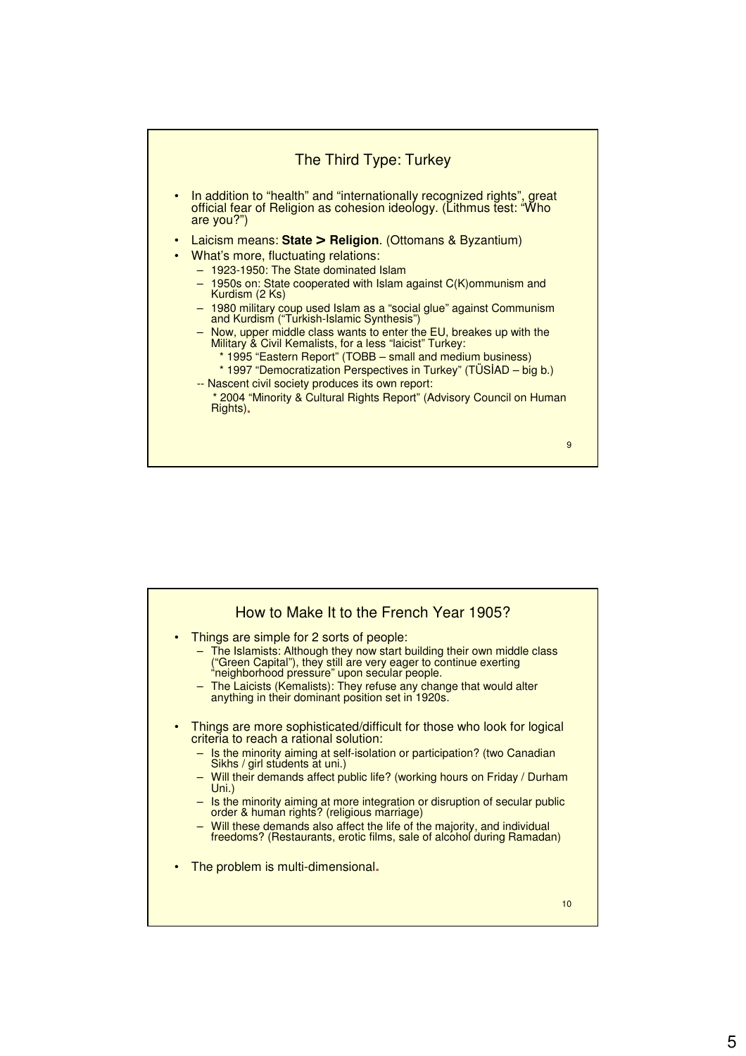## The Third Type: Turkey

- In addition to "health" and "internationally recognized rights", great official fear of Religion as cohesion ideology. (Lithmus test: "Who are you?")
- Laicism means: **State > Religion**. (Ottomans & Byzantium)
- What's more, fluctuating relations:
  - 1923-1950: The State dominated Islam
  - 1950s on: State cooperated with Islam against C(K)ommunism and Kurdism (2 Ks)
  - 1980 military coup used Islam as a "social glue" against Communism and Kurdism ("Turkish-Islamic Synthesis")
  - Now, upper middle class wants to enter the EU, breakes up with the Military & Civil Kemalists, for a less "laicist" Turkey:
    - * 1995 "Eastern Report" (TOBB – small and medium business)
    - * 1997 "Democratization Perspectives in Turkey" (TÜSİAD – big b.)
  - -- Nascent civil society produces its own report:
    - * 2004 "Minority & Cultural Rights Report" (Advisory Council on Human Rights).

## How to Make It to the French Year 1905?

- Things are simple for 2 sorts of people:
  - The Islamists: Although they now start building their own middle class ("Green Capital"), they still are very eager to continue exerting "neighborhood pressure" upon secular people.
  - The Laicists (Kemalists): They refuse any change that would alter anything in their dominant position set in 1920s.
- Things are more sophisticated/difficult for those who look for logical criteria to reach a rational solution:
  - Is the minority aiming at self-isolation or participation? (two Canadian Sikhs / girl students at uni.)
  - Will their demands affect public life? (working hours on Friday / Durham Uni.)
  - Is the minority aiming at more integration or disruption of secular public order & human rights? (religious marriage)
  - Will these demands also affect the life of the majority, and individual freedoms? (Restaurants, erotic films, sale of alcohol during Ramadan)
- The problem is multi-dimensional.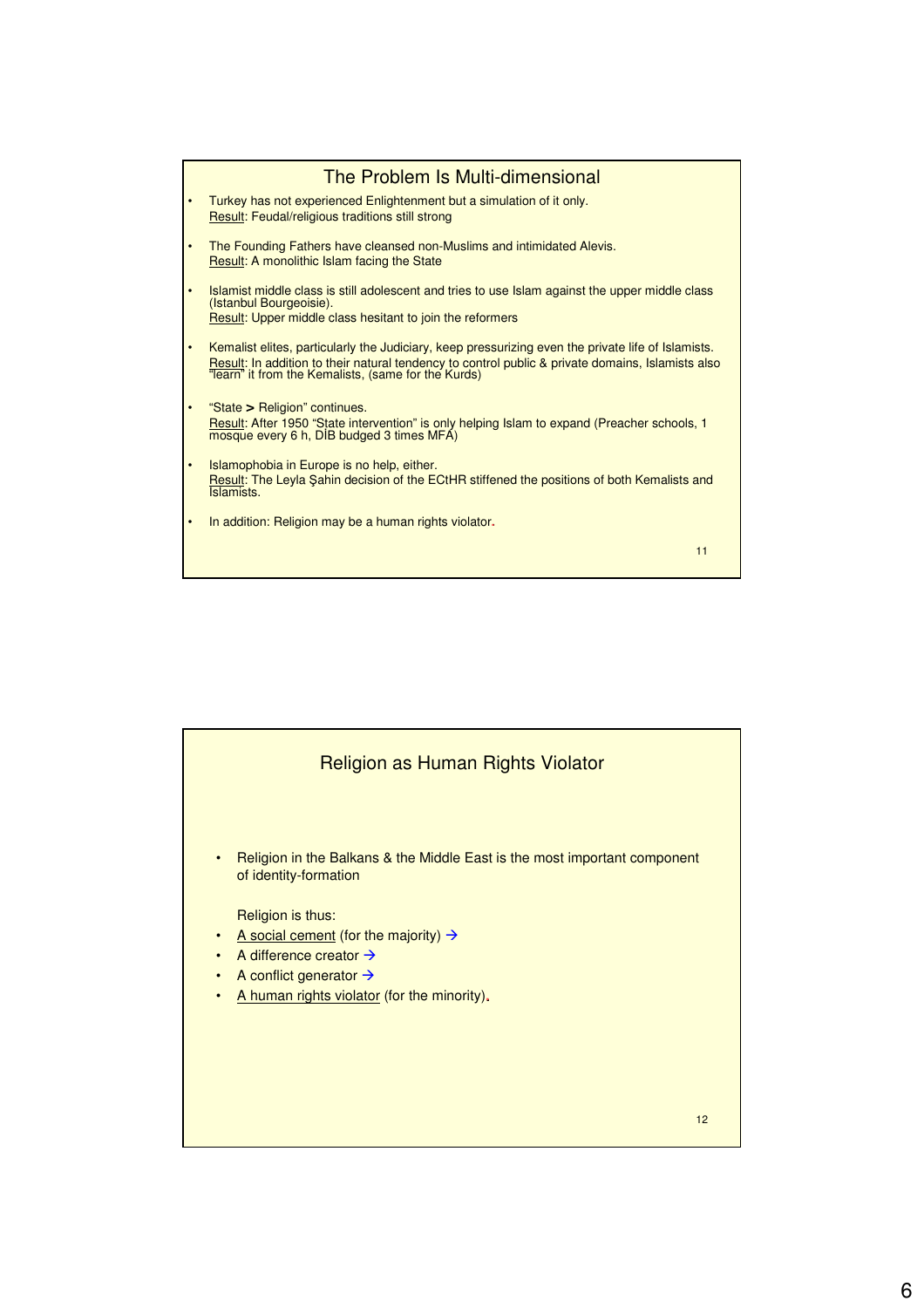## The Problem Is Multi-dimensional

- Turkey has not experienced Enlightenment but a simulation of it only.
  Result: Feudal/religious traditions still strong
- The Founding Fathers have cleansed non-Muslims and intimidated Alevis.
  Result: A monolithic Islam facing the State
- Islamist middle class is still adolescent and tries to use Islam against the upper middle class (Istanbul Bourgeoisie).
  Result: Upper middle class hesitant to join the reformers
- Kemalist elites, particularly the Judiciary, keep pressurizing even the private life of Islamists.
  Result: In addition to their natural tendency to control public & private domains, Islamists also "learn" it from the Kemalists, (same for the Kurds)
- "State **>** Religion" continues.
  Result: After 1950 "State intervention" is only helping Islam to expand (Preacher schools, 1 mosque every 6 h, DİB budged 3 times MFA)
- Islamophobia in Europe is no help, either.
  Result: The Leyla Şahin decision of the ECtHR stiffened the positions of both Kemalists and Islamists.
- In addition: Religion may be a human rights violator.

## Religion as Human Rights Violator

- Religion in the Balkans & the Middle East is the most important component of identity-formation

  Religion is thus:
- A social cement (for the majority) →
- A difference creator →
- A conflict generator →
- A human rights violator (for the minority).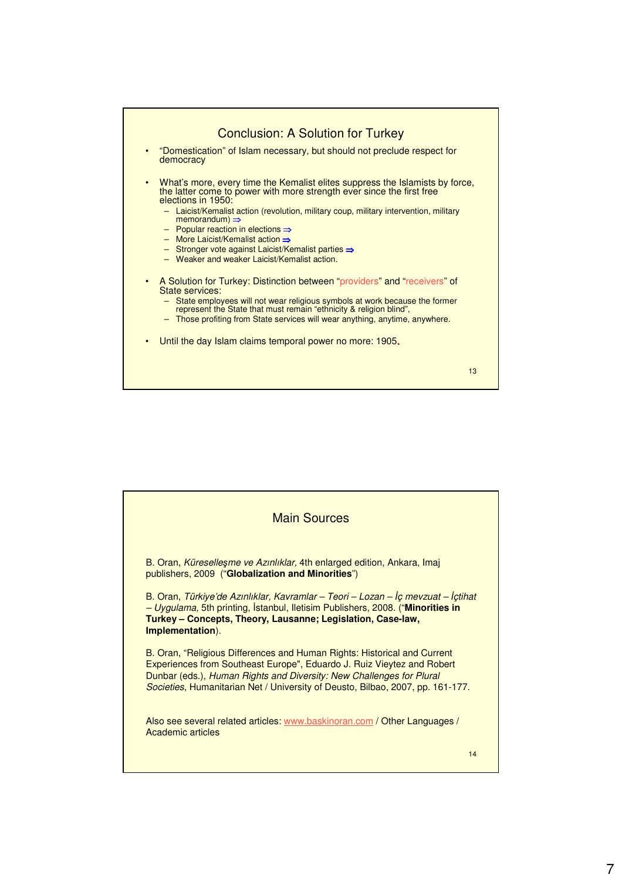## Conclusion: A Solution for Turkey

- "Domestication" of Islam necessary, but should not preclude respect for democracy

- What's more, every time the Kemalist elites suppress the Islamists by force, the latter come to power with more strength ever since the first free elections in 1950:
  - Laicist/Kemalist action (revolution, military coup, military intervention, military memorandum) ⇒
  - Popular reaction in elections ⇒
  - More Laicist/Kemalist action ⇒
  - Stronger vote against Laicist/Kemalist parties ⇒
  - Weaker and weaker Laicist/Kemalist action.

- A Solution for Turkey: Distinction between "providers" and "receivers" of State services:
  - State employees will not wear religious symbols at work because the former represent the State that must remain "ethnicity & religion blind",
  - Those profiting from State services will wear anything, anytime, anywhere.

- Until the day Islam claims temporal power no more: 1905.

## Main Sources

B. Oran, *Küreselleşme ve Azınlıklar,* 4th enlarged edition, Ankara, Imaj publishers, 2009 ("**Globalization and Minorities**")

B. Oran, *Türkiye'de Azınlıklar, Kavramlar – Teori – Lozan – İç mevzuat – İçtihat – Uygulama,* 5th printing, İstanbul, Iletisim Publishers, 2008. ("**Minorities in Turkey – Concepts, Theory, Lausanne; Legislation, Case-law, Implementation**).

B. Oran, "Religious Differences and Human Rights: Historical and Current Experiences from Southeast Europe", Eduardo J. Ruiz Vieytez and Robert Dunbar (eds.), *Human Rights and Diversity: New Challenges for Plural Societies*, Humanitarian Net / University of Deusto, Bilbao, 2007, pp. 161-177.

Also see several related articles: www.baskinoran.com / Other Languages / Academic articles